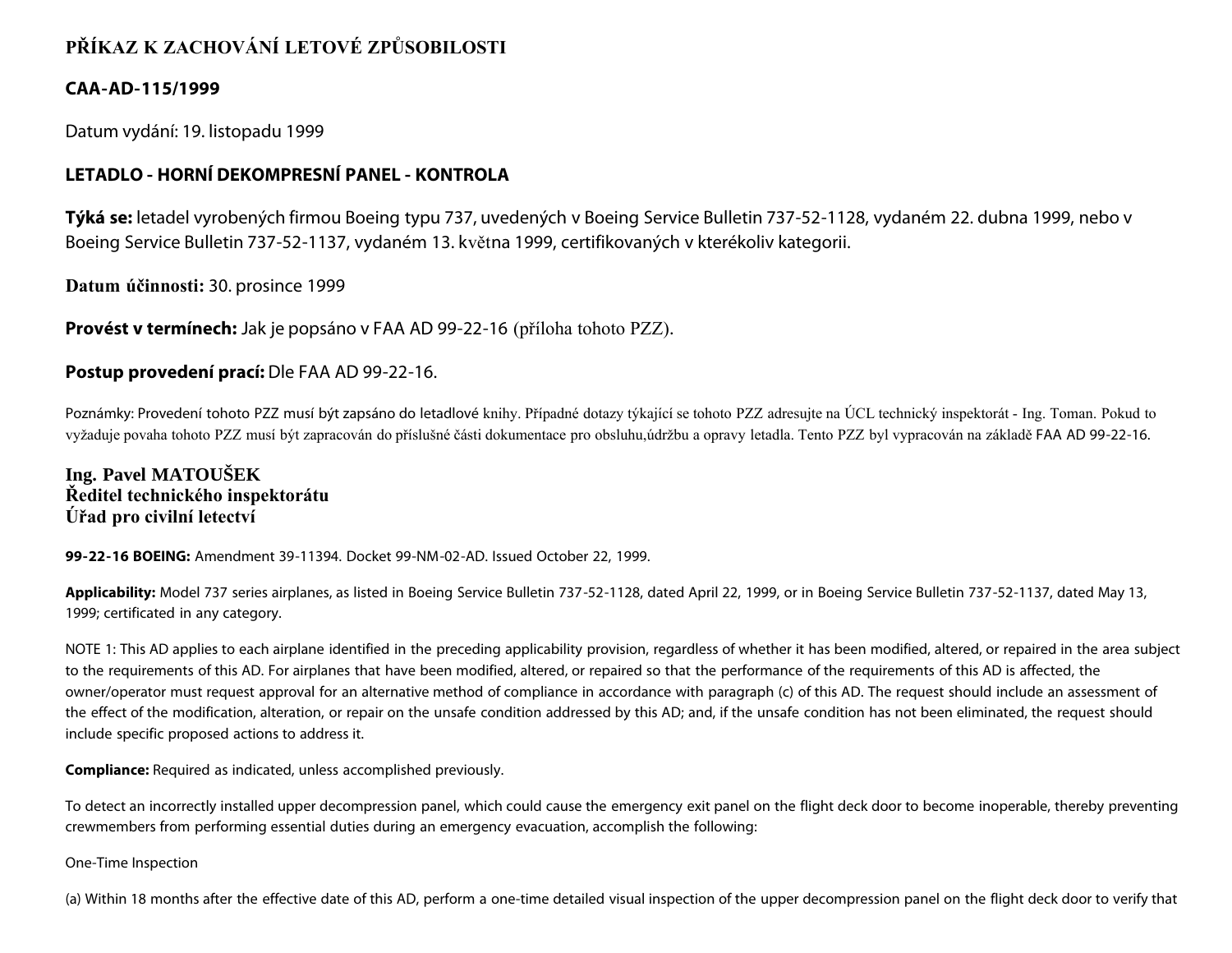# PŘÍKAZ K ZACHOVÁNÍ LETOVÉ ZPŮSOBILOSTI

## CAA-AD-115/1999

Datum vydání: 19. listopadu 1999

## LETADLO - HORNÍ DEKOMPRESNÍ PANEL - KONTROLA

**Týká se:** letadel vyrobených firmou Boeing typu 737, uvedených v Boeing Service Bulletin 737-52-1128, vydaném 22. dubna 1999, nebo v Boeing Service Bulletin 737-52-1137, vydaném 13. května 1999, certifikovaných v kterékoliv kategorii.

**Datum účinnosti:** 30. prosince 1999

**Provést v termínech:** Jak je popsáno v FAA AD 99-22-16 (příloha tohoto PZZ).

**Postup provedení prací:** Dle FAA AD 99-22-16.

Poznámky: Provedení tohoto PZZ musí být zapsáno do letadlové knihy. Případné dotazy týkající se tohoto PZZ adresujte na ÚCL technický inspektorát - Ing. Toman. Pokud to vyžaduje povaha tohoto PZZ musí být zapracován do příslušné části dokumentace pro obsluhu,údržbu a opravy letadla. Tento PZZ byl vypracován na základě FAA AD 99-22-16.

**Ing. Pavel MATOUŠEK**
**Ředitel technického inspektorátu**
**Úřad pro civilní letectví**

**99-22-16 BOEING:** Amendment 39-11394. Docket 99-NM-02-AD. Issued October 22, 1999.

**Applicability:** Model 737 series airplanes, as listed in Boeing Service Bulletin 737-52-1128, dated April 22, 1999, or in Boeing Service Bulletin 737-52-1137, dated May 13, 1999; certificated in any category.

NOTE 1: This AD applies to each airplane identified in the preceding applicability provision, regardless of whether it has been modified, altered, or repaired in the area subject to the requirements of this AD. For airplanes that have been modified, altered, or repaired so that the performance of the requirements of this AD is affected, the owner/operator must request approval for an alternative method of compliance in accordance with paragraph (c) of this AD. The request should include an assessment of the effect of the modification, alteration, or repair on the unsafe condition addressed by this AD; and, if the unsafe condition has not been eliminated, the request should include specific proposed actions to address it.

**Compliance:** Required as indicated, unless accomplished previously.

To detect an incorrectly installed upper decompression panel, which could cause the emergency exit panel on the flight deck door to become inoperable, thereby preventing crewmembers from performing essential duties during an emergency evacuation, accomplish the following:

One-Time Inspection

(a) Within 18 months after the effective date of this AD, perform a one-time detailed visual inspection of the upper decompression panel on the flight deck door to verify that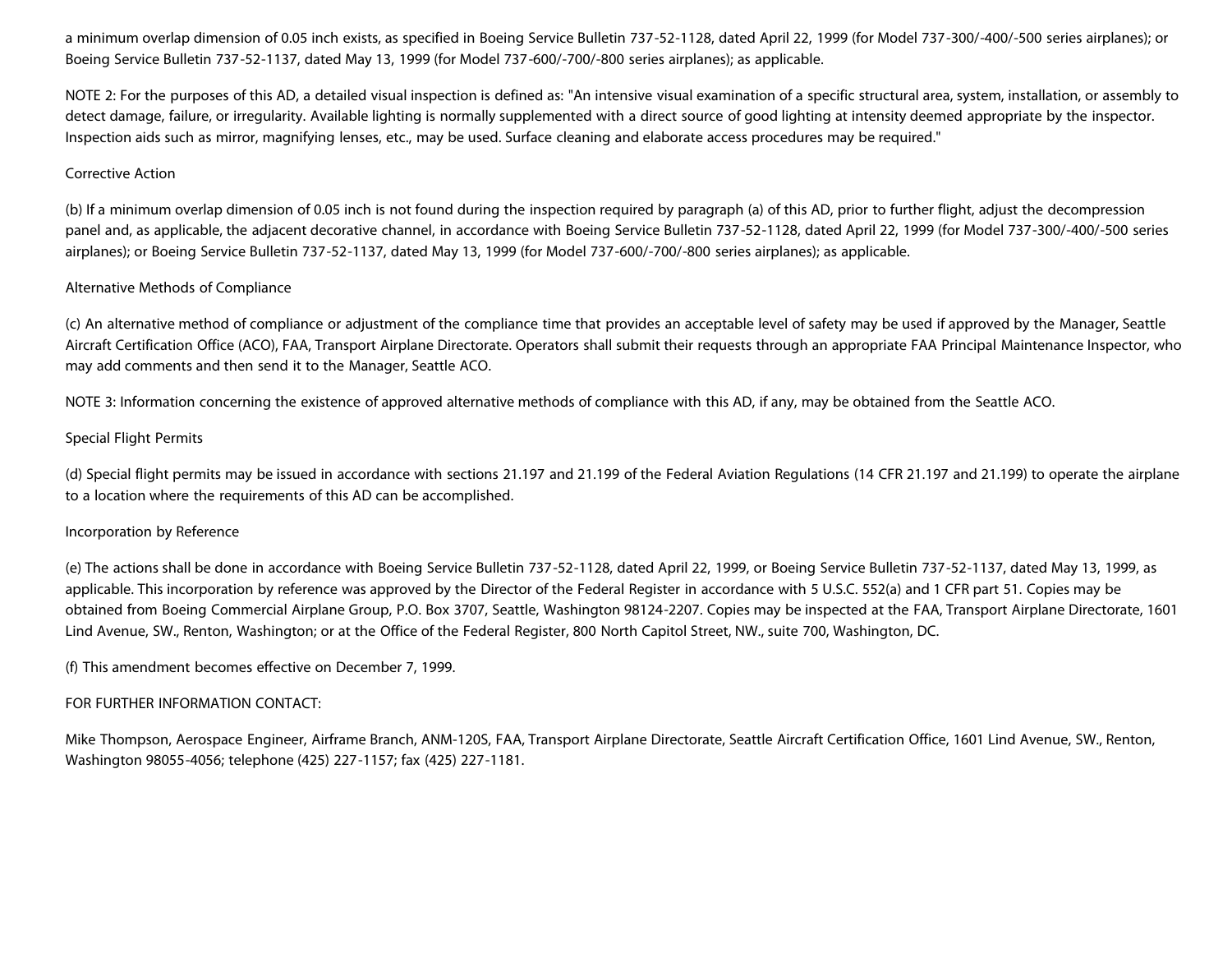a minimum overlap dimension of 0.05 inch exists, as specified in Boeing Service Bulletin 737-52-1128, dated April 22, 1999 (for Model 737-300/-400/-500 series airplanes); or Boeing Service Bulletin 737-52-1137, dated May 13, 1999 (for Model 737-600/-700/-800 series airplanes); as applicable.

NOTE 2: For the purposes of this AD, a detailed visual inspection is defined as: "An intensive visual examination of a specific structural area, system, installation, or assembly to detect damage, failure, or irregularity. Available lighting is normally supplemented with a direct source of good lighting at intensity deemed appropriate by the inspector. Inspection aids such as mirror, magnifying lenses, etc., may be used. Surface cleaning and elaborate access procedures may be required."

Corrective Action

(b) If a minimum overlap dimension of 0.05 inch is not found during the inspection required by paragraph (a) of this AD, prior to further flight, adjust the decompression panel and, as applicable, the adjacent decorative channel, in accordance with Boeing Service Bulletin 737-52-1128, dated April 22, 1999 (for Model 737-300/-400/-500 series airplanes); or Boeing Service Bulletin 737-52-1137, dated May 13, 1999 (for Model 737-600/-700/-800 series airplanes); as applicable.

Alternative Methods of Compliance

(c) An alternative method of compliance or adjustment of the compliance time that provides an acceptable level of safety may be used if approved by the Manager, Seattle Aircraft Certification Office (ACO), FAA, Transport Airplane Directorate. Operators shall submit their requests through an appropriate FAA Principal Maintenance Inspector, who may add comments and then send it to the Manager, Seattle ACO.

NOTE 3: Information concerning the existence of approved alternative methods of compliance with this AD, if any, may be obtained from the Seattle ACO.

Special Flight Permits

(d) Special flight permits may be issued in accordance with sections 21.197 and 21.199 of the Federal Aviation Regulations (14 CFR 21.197 and 21.199) to operate the airplane to a location where the requirements of this AD can be accomplished.

Incorporation by Reference

(e) The actions shall be done in accordance with Boeing Service Bulletin 737-52-1128, dated April 22, 1999, or Boeing Service Bulletin 737-52-1137, dated May 13, 1999, as applicable. This incorporation by reference was approved by the Director of the Federal Register in accordance with 5 U.S.C. 552(a) and 1 CFR part 51. Copies may be obtained from Boeing Commercial Airplane Group, P.O. Box 3707, Seattle, Washington 98124-2207. Copies may be inspected at the FAA, Transport Airplane Directorate, 1601 Lind Avenue, SW., Renton, Washington; or at the Office of the Federal Register, 800 North Capitol Street, NW., suite 700, Washington, DC.

(f) This amendment becomes effective on December 7, 1999.

FOR FURTHER INFORMATION CONTACT:

Mike Thompson, Aerospace Engineer, Airframe Branch, ANM-120S, FAA, Transport Airplane Directorate, Seattle Aircraft Certification Office, 1601 Lind Avenue, SW., Renton, Washington 98055-4056; telephone (425) 227-1157; fax (425) 227-1181.